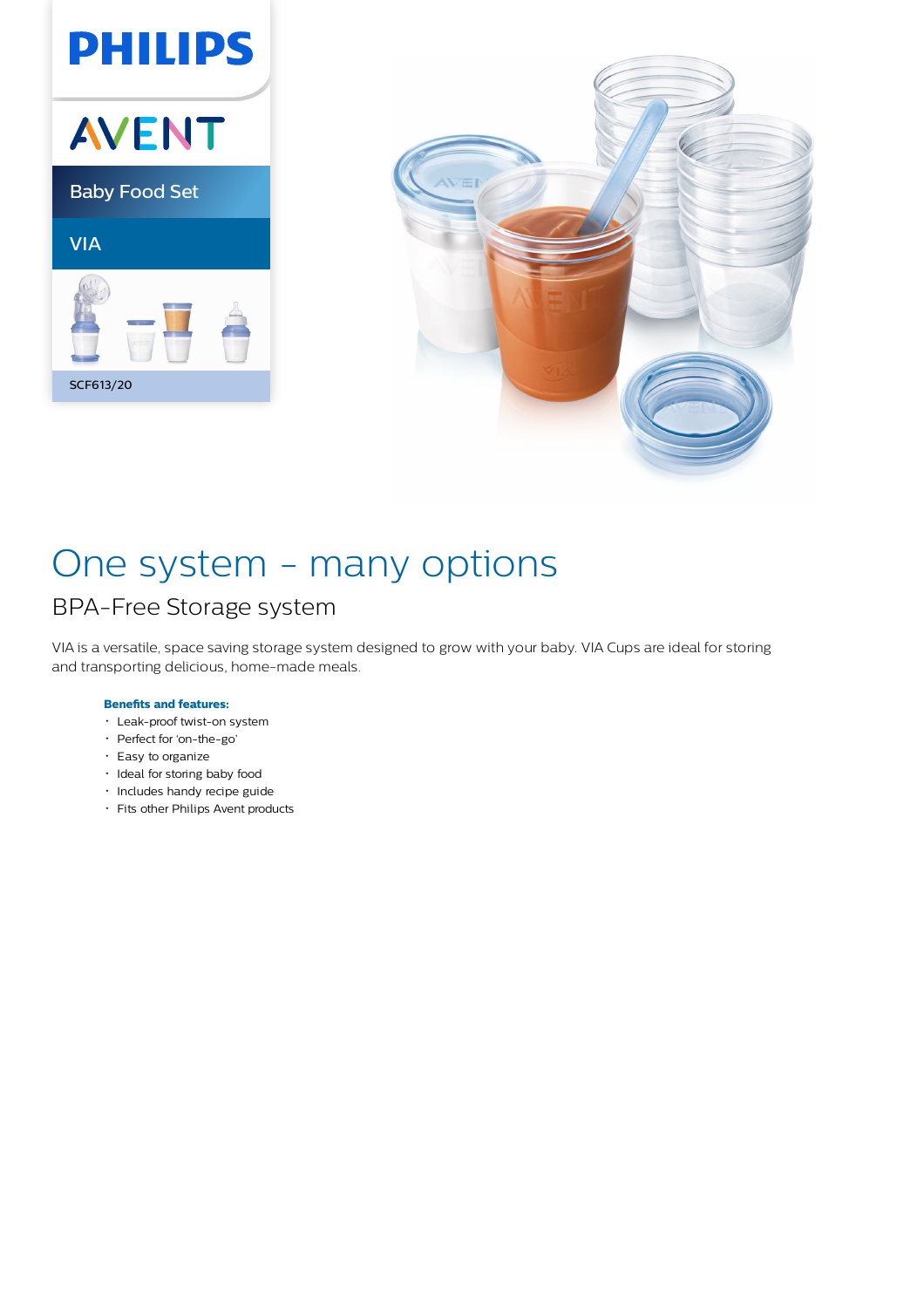PHILIPS

AVENT

Baby Food Set

VIA

SCF613/20

# One system - many options

## BPA-Free Storage system

VIA is a versatile, space saving storage system designed to grow with your baby. VIA Cups are ideal for storing and transporting delicious, home-made meals.

**Benefits and features:**

- Leak-proof twist-on system
- Perfect for 'on-the-go'
- Easy to organize
- Ideal for storing baby food
- Includes handy recipe guide
- Fits other Philips Avent products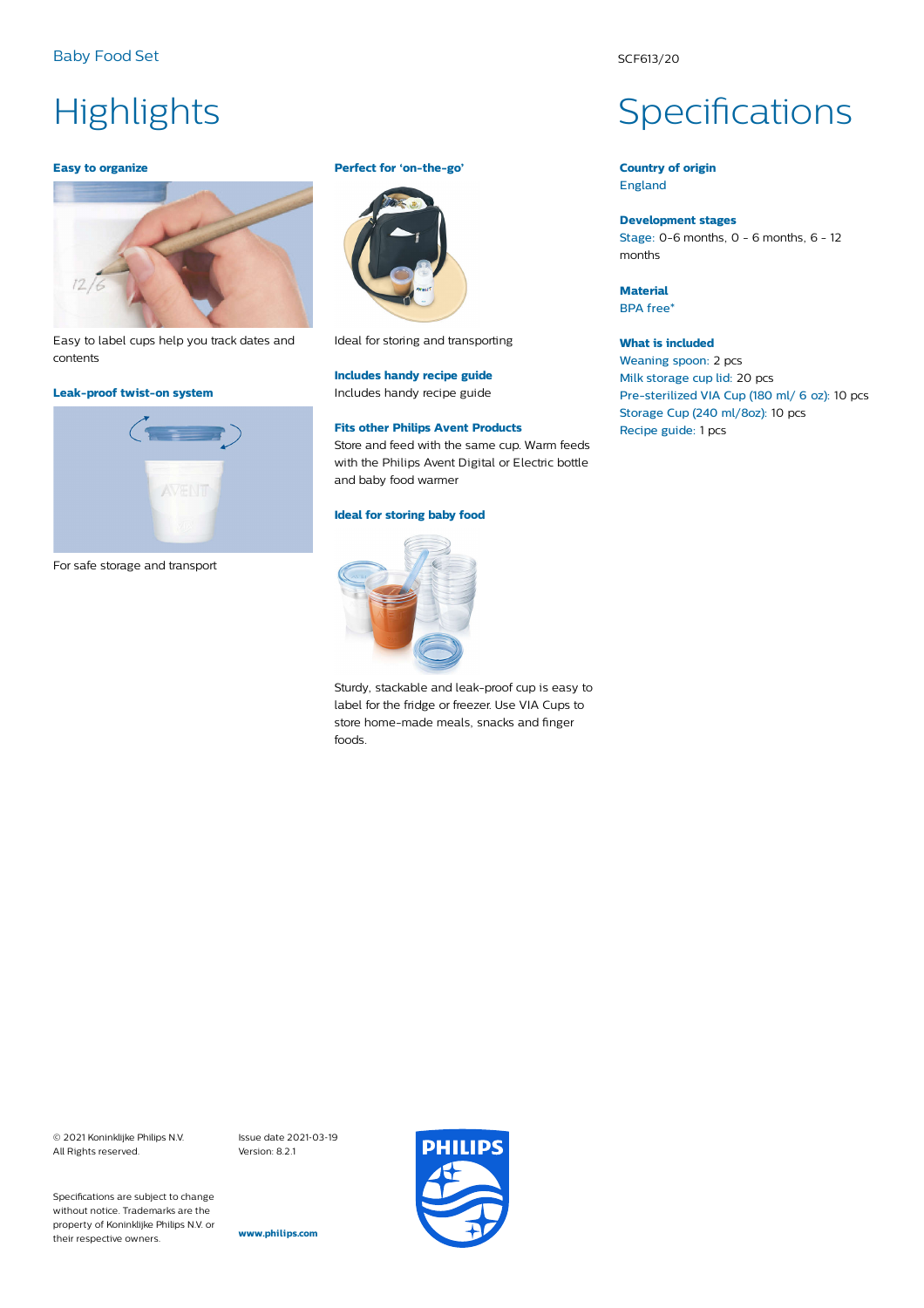Baby Food Set

SCF613/20

# Highlights

### Easy to organize

Easy to label cups help you track dates and contents

### Leak-proof twist-on system

For safe storage and transport

### Perfect for 'on-the-go'

Ideal for storing and transporting

### Includes handy recipe guide

Includes handy recipe guide

### Fits other Philips Avent Products

Store and feed with the same cup. Warm feeds with the Philips Avent Digital or Electric bottle and baby food warmer

### Ideal for storing baby food

Sturdy, stackable and leak-proof cup is easy to label for the fridge or freezer. Use VIA Cups to store home-made meals, snacks and finger foods.

# Specifications

### Country of origin

England

### Development stages

- Stage: 0-6 months, 0 - 6 months, 6 - 12 months

### Material

BPA free*

### What is included

- Weaning spoon: 2 pcs
- Milk storage cup lid: 20 pcs
- Pre-sterilized VIA Cup (180 ml/ 6 oz): 10 pcs
- Storage Cup (240 ml/8oz): 10 pcs
- Recipe guide: 1 pcs

© 2021 Koninklijke Philips N.V.
All Rights reserved.

Issue date 2021-03-19
Version: 8.2.1

Specifications are subject to change without notice. Trademarks are the property of Koninklijke Philips N.V. or their respective owners.

www.philips.com